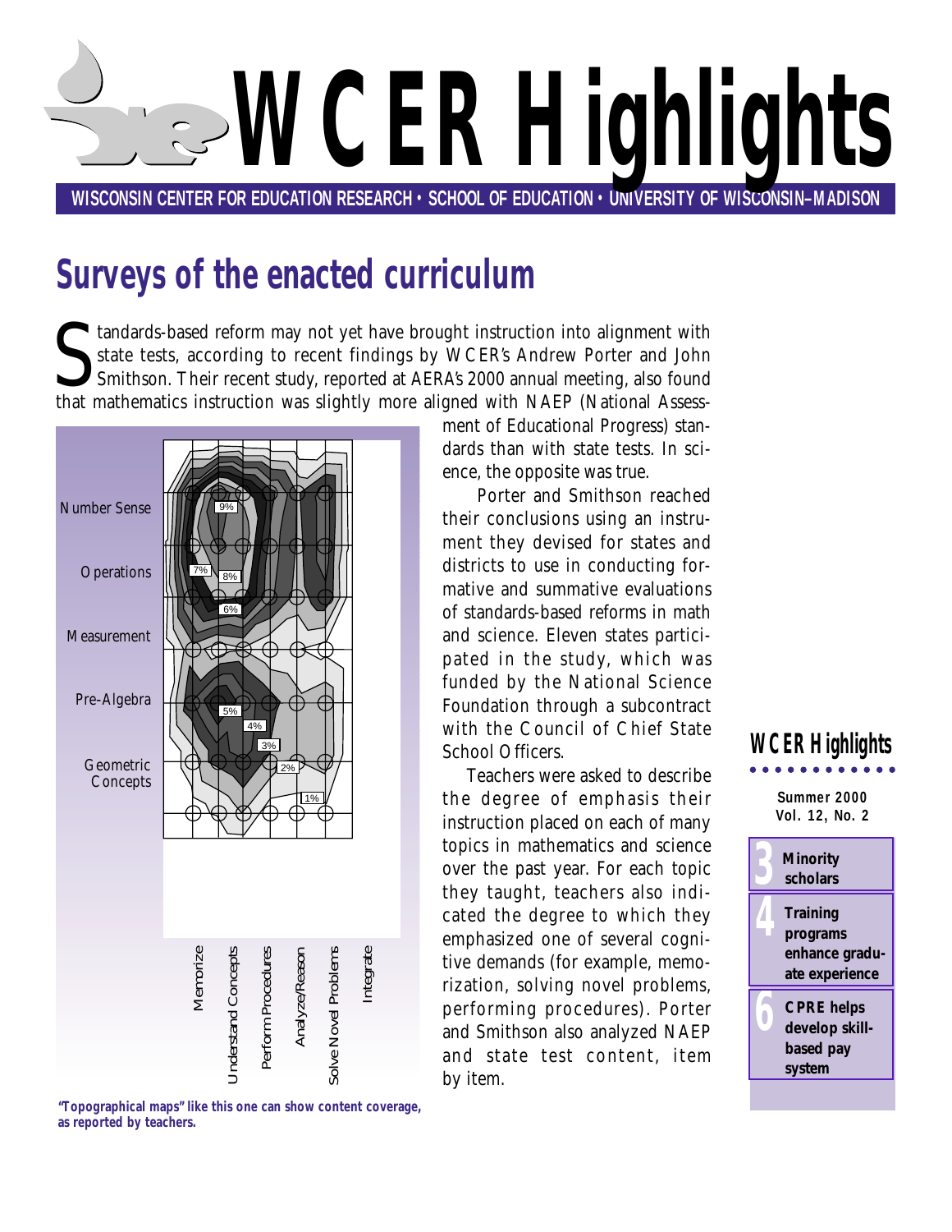# WCER Highlights

WISCONSIN CENTER FOR EDUCATION RESEARCH • SCHOOL OF EDUCATION • UNIVERSITY OF WISCONSIN–MADISON

## Surveys of the enacted curriculum

Standards-based reform may not yet have brought instruction into alignment with state tests, according to recent findings by WCER's Andrew Porter and John Smithson. Their recent study, reported at AERA's 2000 annual meeting, also found that mathematics instruction was slightly more aligned with NAEP (National Assessment of Educational Progress) standards than with state tests. In science, the opposite was true.

Porter and Smithson reached their conclusions using an instrument they devised for states and districts to use in conducting formative and summative evaluations of standards-based reforms in math and science. Eleven states participated in the study, which was funded by the National Science Foundation through a subcontract with the Council of Chief State School Officers.

Teachers were asked to describe the degree of emphasis their instruction placed on each of many topics in mathematics and science over the past year. For each topic they taught, teachers also indicated the degree to which they emphasized one of several cognitive demands (for example, memorization, solving novel problems, performing procedures). Porter and Smithson also analyzed NAEP and state test content, item by item.

"Topographical maps" like this one can show content coverage, as reported by teachers.

**WCER Highlights**

Summer 2000
Vol. 12, No. 2

- **3** Minority scholars
- **4** Training programs enhance graduate experience
- **6** CPRE helps develop skill-based pay system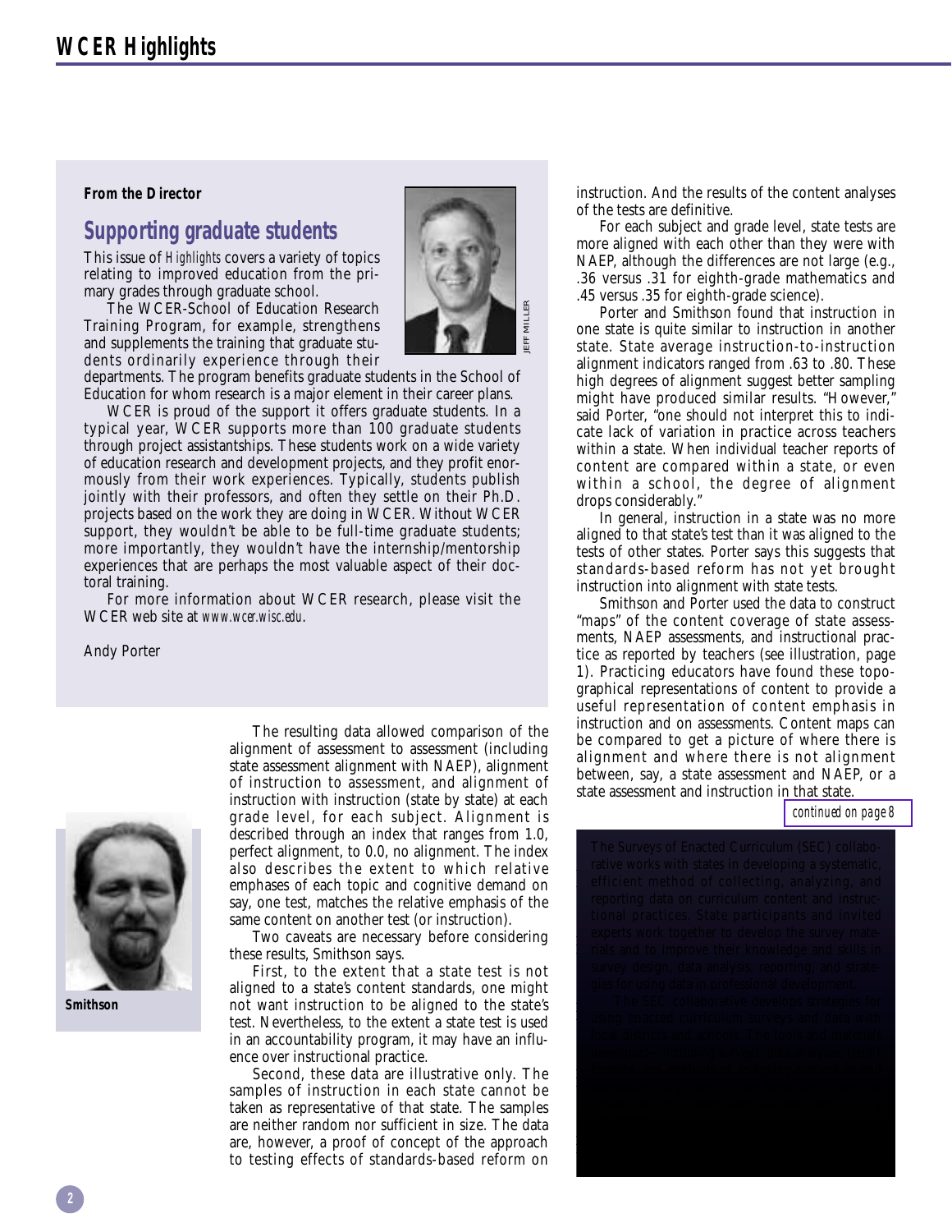## From the Director

## Supporting graduate students

This issue of *Highlights* covers a variety of topics relating to improved education from the primary grades through graduate school.

The WCER-School of Education Research Training Program, for example, strengthens and supplements the training that graduate students ordinarily experience through their departments. The program benefits graduate students in the School of Education for whom research is a major element in their career plans.

WCER is proud of the support it offers graduate students. In a typical year, WCER supports more than 100 graduate students through project assistantships. These students work on a wide variety of education research and development projects, and they profit enormously from their work experiences. Typically, students publish jointly with their professors, and often they settle on their Ph.D. projects based on the work they are doing in WCER. Without WCER support, they wouldn't be able to be full-time graduate students; more importantly, they wouldn't have the internship/mentorship experiences that are perhaps the most valuable aspect of their doctoral training.

For more information about WCER research, please visit the WCER web site at *www.wcer.wisc.edu*.

Andy Porter

---

**Smithson**

The resulting data allowed comparison of the alignment of assessment to assessment (including state assessment alignment with NAEP), alignment of instruction to assessment, and alignment of instruction with instruction (state by state) at each grade level, for each subject. Alignment is described through an index that ranges from 1.0, perfect alignment, to 0.0, no alignment. The index also describes the extent to which relative emphases of each topic and cognitive demand on say, one test, matches the relative emphasis of the same content on another test (or instruction).

Two caveats are necessary before considering these results, Smithson says.

First, to the extent that a state test is not aligned to a state's content standards, one might not want instruction to be aligned to the state's test. Nevertheless, to the extent a state test is used in an accountability program, it may have an influence over instructional practice.

Second, these data are illustrative only. The samples of instruction in each state cannot be taken as representative of that state. The samples are neither random nor sufficient in size. The data are, however, a proof of concept of the approach to testing effects of standards-based reform on instruction. And the results of the content analyses of the tests are definitive.

For each subject and grade level, state tests are more aligned with each other than they were with NAEP, although the differences are not large (e.g., .36 versus .31 for eighth-grade mathematics and .45 versus .35 for eighth-grade science).

Porter and Smithson found that instruction in one state is quite similar to instruction in another state. State average instruction-to-instruction alignment indicators ranged from .63 to .80. These high degrees of alignment suggest better sampling might have produced similar results. "However," said Porter, "one should not interpret this to indicate lack of variation in practice across teachers within a state. When individual teacher reports of content are compared within a state, or even within a school, the degree of alignment drops considerably."

In general, instruction in a state was no more aligned to that state's test than it was aligned to the tests of other states. Porter says this suggests that standards-based reform has not yet brought instruction into alignment with state tests.

Smithson and Porter used the data to construct "maps" of the content coverage of state assessments, NAEP assessments, and instructional practice as reported by teachers (see illustration, page 1). Practicing educators have found these topographical representations of content to provide a useful representation of content emphasis in instruction and on assessments. Content maps can be compared to get a picture of where there is alignment and where there is not alignment between, say, a state assessment and NAEP, or a state assessment and instruction in that state.

*continued on page 8*

The Surveys of Enacted Curriculum (SEC) collaborative works with states in developing a systematic, efficient method of collecting, analyzing, and reporting data on curriculum content and instructional practices. State participants and invited experts work together to develop the survey materials and to improve their knowledge and skills in survey design, data analysis, reporting, and strategies for using data in professional development.

The SEC collaborative develops strategies for using enacted curriculum surveys and data with their schools and districts.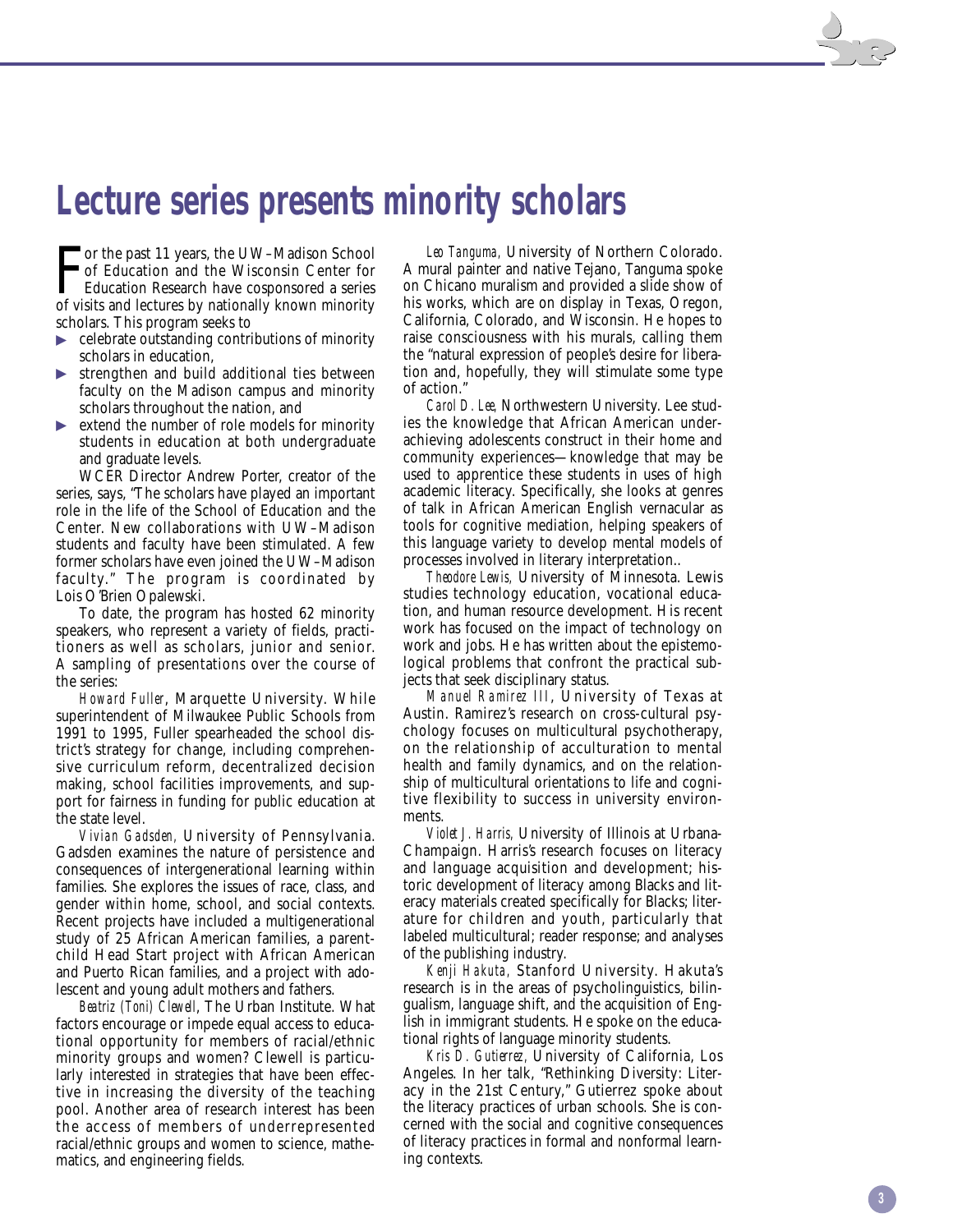# Lecture series presents minority scholars

For the past 11 years, the UW–Madison School of Education and the Wisconsin Center for Education Research have cosponsored a series of visits and lectures by nationally known minority scholars. This program seeks to

- celebrate outstanding contributions of minority scholars in education,
- strengthen and build additional ties between faculty on the Madison campus and minority scholars throughout the nation, and
- extend the number of role models for minority students in education at both undergraduate and graduate levels.

WCER Director Andrew Porter, creator of the series, says, "The scholars have played an important role in the life of the School of Education and the Center. New collaborations with UW–Madison students and faculty have been stimulated. A few former scholars have even joined the UW–Madison faculty." The program is coordinated by Lois O'Brien Opalewski.

To date, the program has hosted 62 minority speakers, who represent a variety of fields, practitioners as well as scholars, junior and senior. A sampling of presentations over the course of the series:

*Howard Fuller*, Marquette University. While superintendent of Milwaukee Public Schools from 1991 to 1995, Fuller spearheaded the school district's strategy for change, including comprehensive curriculum reform, decentralized decision making, school facilities improvements, and support for fairness in funding for public education at the state level.

*Vivian Gadsden,* University of Pennsylvania. Gadsden examines the nature of persistence and consequences of intergenerational learning within families. She explores the issues of race, class, and gender within home, school, and social contexts. Recent projects have included a multigenerational study of 25 African American families, a parent-child Head Start project with African American and Puerto Rican families, and a project with adolescent and young adult mothers and fathers.

*Beatriz (Toni) Clewell*, The Urban Institute. What factors encourage or impede equal access to educational opportunity for members of racial/ethnic minority groups and women? Clewell is particularly interested in strategies that have been effective in increasing the diversity of the teaching pool. Another area of research interest has been the access of members of underrepresented racial/ethnic groups and women to science, mathematics, and engineering fields.

*Leo Tanguma,* University of Northern Colorado. A mural painter and native Tejano, Tanguma spoke on Chicano muralism and provided a slide show of his works, which are on display in Texas, Oregon, California, Colorado, and Wisconsin. He hopes to raise consciousness with his murals, calling them the "natural expression of people's desire for liberation and, hopefully, they will stimulate some type of action."

*Carol D. Lee*, Northwestern University. Lee studies the knowledge that African American underachieving adolescents construct in their home and community experiences—knowledge that may be used to apprentice these students in uses of high academic literacy. Specifically, she looks at genres of talk in African American English vernacular as tools for cognitive mediation, helping speakers of this language variety to develop mental models of processes involved in literary interpretation..

*Theodore Lewis,* University of Minnesota. Lewis studies technology education, vocational education, and human resource development. His recent work has focused on the impact of technology on work and jobs. He has written about the epistemological problems that confront the practical subjects that seek disciplinary status.

*Manuel Ramirez III*, University of Texas at Austin. Ramirez's research on cross-cultural psychology focuses on multicultural psychotherapy, on the relationship of acculturation to mental health and family dynamics, and on the relationship of multicultural orientations to life and cognitive flexibility to success in university environments.

*Violet J. Harris,* University of Illinois at Urbana-Champaign. Harris's research focuses on literacy and language acquisition and development; historic development of literacy among Blacks and literacy materials created specifically for Blacks; literature for children and youth, particularly that labeled multicultural; reader response; and analyses of the publishing industry.

*Kenji Hakuta,* Stanford University. Hakuta's research is in the areas of psycholinguistics, bilingualism, language shift, and the acquisition of English in immigrant students. He spoke on the educational rights of language minority students.

*Kris D. Gutierrez,* University of California, Los Angeles. In her talk, "Rethinking Diversity: Literacy in the 21st Century," Gutierrez spoke about the literacy practices of urban schools. She is concerned with the social and cognitive consequences of literacy practices in formal and nonformal learning contexts.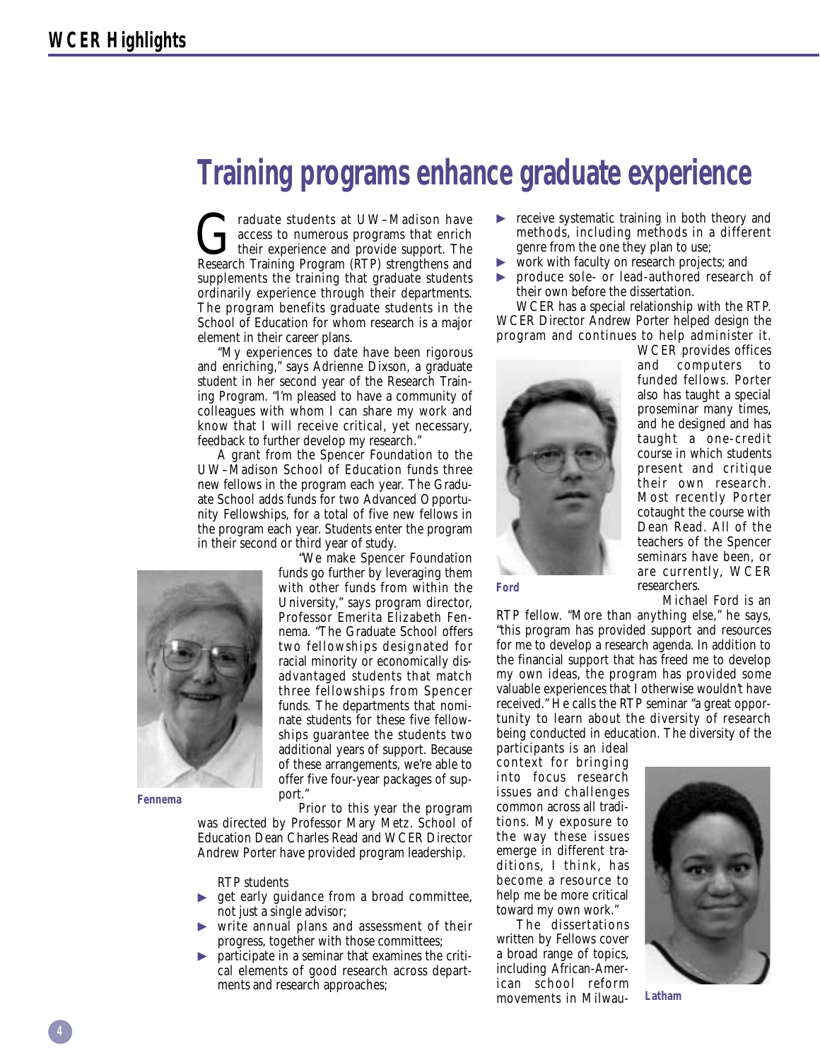# Training programs enhance graduate experience

Graduate students at UW–Madison have access to numerous programs that enrich their experience and provide support. The Research Training Program (RTP) strengthens and supplements the training that graduate students ordinarily experience through their departments. The program benefits graduate students in the School of Education for whom research is a major element in their career plans.

"My experiences to date have been rigorous and enriching," says Adrienne Dixson, a graduate student in her second year of the Research Training Program. "I'm pleased to have a community of colleagues with whom I can share my work and know that I will receive critical, yet necessary, feedback to further develop my research."

A grant from the Spencer Foundation to the UW–Madison School of Education funds three new fellows in the program each year. The Graduate School adds funds for two Advanced Opportunity Fellowships, for a total of five new fellows in the program each year. Students enter the program in their second or third year of study.

"We make Spencer Foundation funds go further by leveraging them with other funds from within the University," says program director, Professor Emerita Elizabeth Fennema. "The Graduate School offers two fellowships designated for racial minority or economically disadvantaged students that match three fellowships from Spencer funds. The departments that nominate students for these five fellowships guarantee the students two additional years of support. Because of these arrangements, we're able to offer five four-year packages of support."

Fennema

Prior to this year the program was directed by Professor Mary Metz. School of Education Dean Charles Read and WCER Director Andrew Porter have provided program leadership.

RTP students

- get early guidance from a broad committee, not just a single advisor;
- write annual plans and assessment of their progress, together with those committees;
- participate in a seminar that examines the critical elements of good research across departments and research approaches;
- receive systematic training in both theory and methods, including methods in a different genre from the one they plan to use;
- work with faculty on research projects; and
- produce sole- or lead-authored research of their own before the dissertation.

WCER has a special relationship with the RTP. WCER Director Andrew Porter helped design the program and continues to help administer it. WCER provides offices and computers to funded fellows. Porter also has taught a special proseminar many times, and he designed and has taught a one-credit course in which students present and critique their own research. Most recently Porter cotaught the course with Dean Read. All of the teachers of the Spencer seminars have been, or are currently, WCER researchers.

Ford

Michael Ford is an RTP fellow. "More than anything else," he says, "this program has provided support and resources for me to develop a research agenda. In addition to the financial support that has freed me to develop my own ideas, the program has provided some valuable experiences that I otherwise wouldn't have received." He calls the RTP seminar "a great opportunity to learn about the diversity of research being conducted in education. The diversity of the participants is an ideal context for bringing into focus research issues and challenges common across all traditions. My exposure to the way these issues emerge in different traditions, I think, has become a resource to help me be more critical toward my own work."

The dissertations written by Fellows cover a broad range of topics, including African-American school reform movements in Milwau-

Latham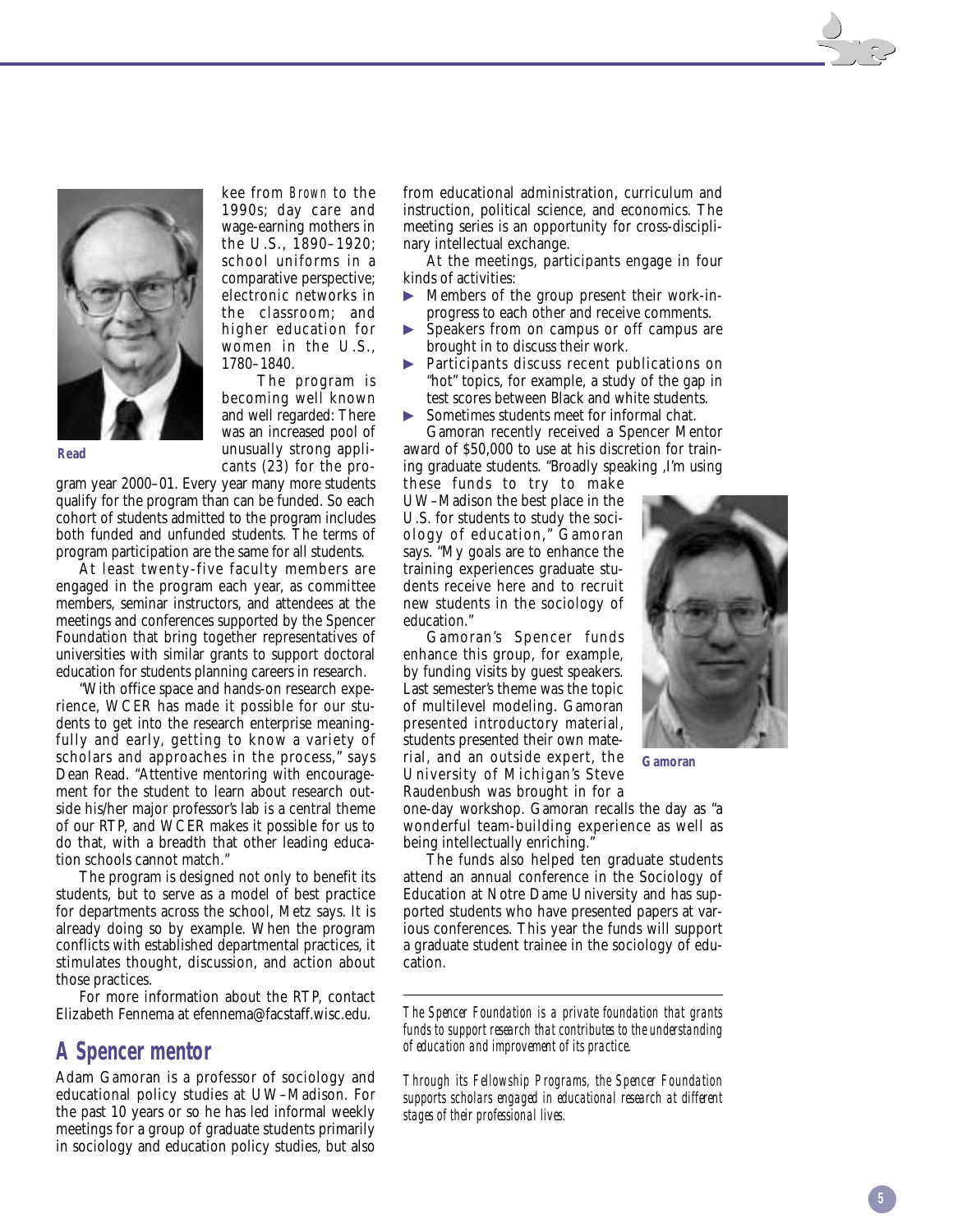kee from *Brown* to the 1990s; day care and wage-earning mothers in the U.S., 1890–1920; school uniforms in a comparative perspective; electronic networks in the classroom; and higher education for women in the U.S., 1780–1840.

Read

The program is becoming well known and well regarded: There was an increased pool of unusually strong applicants (23) for the program year 2000–01. Every year many more students qualify for the program than can be funded. So each cohort of students admitted to the program includes both funded and unfunded students. The terms of program participation are the same for all students.

At least twenty-five faculty members are engaged in the program each year, as committee members, seminar instructors, and attendees at the meetings and conferences supported by the Spencer Foundation that bring together representatives of universities with similar grants to support doctoral education for students planning careers in research.

"With office space and hands-on research experience, WCER has made it possible for our students to get into the research enterprise meaningfully and early, getting to know a variety of scholars and approaches in the process," says Dean Read. "Attentive mentoring with encouragement for the student to learn about research outside his/her major professor's lab is a central theme of our RTP, and WCER makes it possible for us to do that, with a breadth that other leading education schools cannot match."

The program is designed not only to benefit its students, but to serve as a model of best practice for departments across the school, Metz says. It is already doing so by example. When the program conflicts with established departmental practices, it stimulates thought, discussion, and action about those practices.

For more information about the RTP, contact Elizabeth Fennema at efennema@facstaff.wisc.edu.

## A Spencer mentor

Adam Gamoran is a professor of sociology and educational policy studies at UW–Madison. For the past 10 years or so he has led informal weekly meetings for a group of graduate students primarily in sociology and education policy studies, but also from educational administration, curriculum and instruction, political science, and economics. The meeting series is an opportunity for cross-disciplinary intellectual exchange.

At the meetings, participants engage in four kinds of activities:

- Members of the group present their work-in-progress to each other and receive comments.
- Speakers from on campus or off campus are brought in to discuss their work.
- Participants discuss recent publications on "hot" topics, for example, a study of the gap in test scores between Black and white students.
- Sometimes students meet for informal chat.

Gamoran recently received a Spencer Mentor award of $50,000 to use at his discretion for training graduate students. "Broadly speaking ,I'm using these funds to try to make UW–Madison the best place in the U.S. for students to study the sociology of education," Gamoran says. "My goals are to enhance the training experiences graduate students receive here and to recruit new students in the sociology of education."

Gamoran's Spencer funds enhance this group, for example, by funding visits by guest speakers. Last semester's theme was the topic of multilevel modeling. Gamoran presented introductory material, students presented their own material, and an outside expert, the University of Michigan's Steve Raudenbush was brought in for a one-day workshop. Gamoran recalls the day as "a wonderful team-building experience as well as being intellectually enriching."

Gamoran

The funds also helped ten graduate students attend an annual conference in the Sociology of Education at Notre Dame University and has supported students who have presented papers at various conferences. This year the funds will support a graduate student trainee in the sociology of education.

---

*The Spencer Foundation is a private foundation that grants funds to support research that contributes to the understanding of education and improvement of its practice.*

*Through its Fellowship Programs, the Spencer Foundation supports scholars engaged in educational research at different stages of their professional lives.*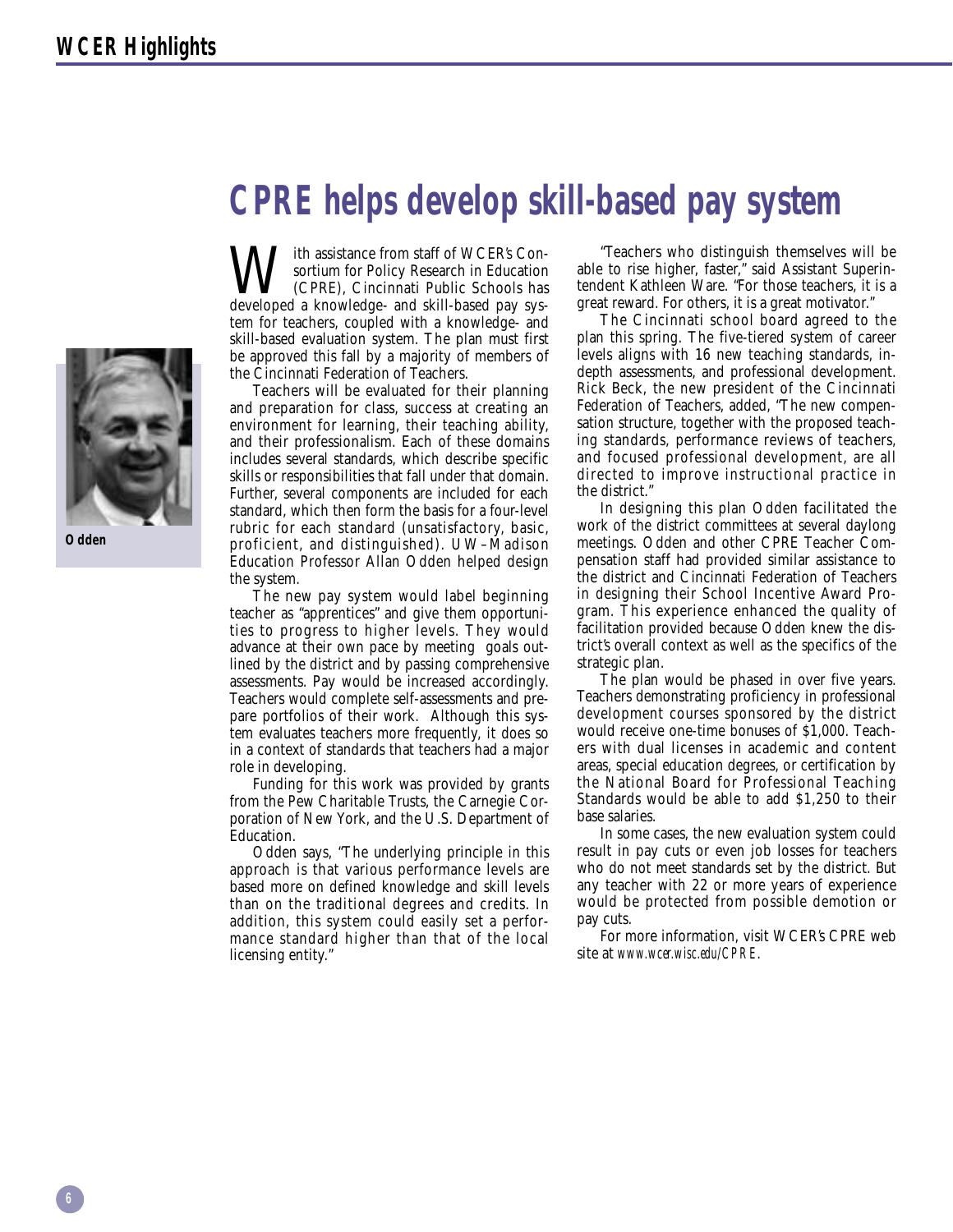# CPRE helps develop skill-based pay system

With assistance from staff of WCER's Consortium for Policy Research in Education (CPRE), Cincinnati Public Schools has developed a knowledge- and skill-based pay system for teachers, coupled with a knowledge- and skill-based evaluation system. The plan must first be approved this fall by a majority of members of the Cincinnati Federation of Teachers.

Teachers will be evaluated for their planning and preparation for class, success at creating an environment for learning, their teaching ability, and their professionalism. Each of these domains includes several standards, which describe specific skills or responsibilities that fall under that domain. Further, several components are included for each standard, which then form the basis for a four-level rubric for each standard (unsatisfactory, basic, proficient, and distinguished). UW–Madison Education Professor Allan Odden helped design the system.

Odden

The new pay system would label beginning teacher as "apprentices" and give them opportunities to progress to higher levels. They would advance at their own pace by meeting goals outlined by the district and by passing comprehensive assessments. Pay would be increased accordingly. Teachers would complete self-assessments and prepare portfolios of their work. Although this system evaluates teachers more frequently, it does so in a context of standards that teachers had a major role in developing.

Funding for this work was provided by grants from the Pew Charitable Trusts, the Carnegie Corporation of New York, and the U.S. Department of Education.

Odden says, "The underlying principle in this approach is that various performance levels are based more on defined knowledge and skill levels than on the traditional degrees and credits. In addition, this system could easily set a performance standard higher than that of the local licensing entity."

"Teachers who distinguish themselves will be able to rise higher, faster," said Assistant Superintendent Kathleen Ware. "For those teachers, it is a great reward. For others, it is a great motivator."

The Cincinnati school board agreed to the plan this spring. The five-tiered system of career levels aligns with 16 new teaching standards, in-depth assessments, and professional development. Rick Beck, the new president of the Cincinnati Federation of Teachers, added, "The new compensation structure, together with the proposed teaching standards, performance reviews of teachers, and focused professional development, are all directed to improve instructional practice in the district."

In designing this plan Odden facilitated the work of the district committees at several daylong meetings. Odden and other CPRE Teacher Compensation staff had provided similar assistance to the district and Cincinnati Federation of Teachers in designing their School Incentive Award Program. This experience enhanced the quality of facilitation provided because Odden knew the district's overall context as well as the specifics of the strategic plan.

The plan would be phased in over five years. Teachers demonstrating proficiency in professional development courses sponsored by the district would receive one-time bonuses of $1,000. Teachers with dual licenses in academic and content areas, special education degrees, or certification by the National Board for Professional Teaching Standards would be able to add $1,250 to their base salaries.

In some cases, the new evaluation system could result in pay cuts or even job losses for teachers who do not meet standards set by the district. But any teacher with 22 or more years of experience would be protected from possible demotion or pay cuts.

For more information, visit WCER's CPRE web site at *www.wcer.wisc.edu/CPRE*.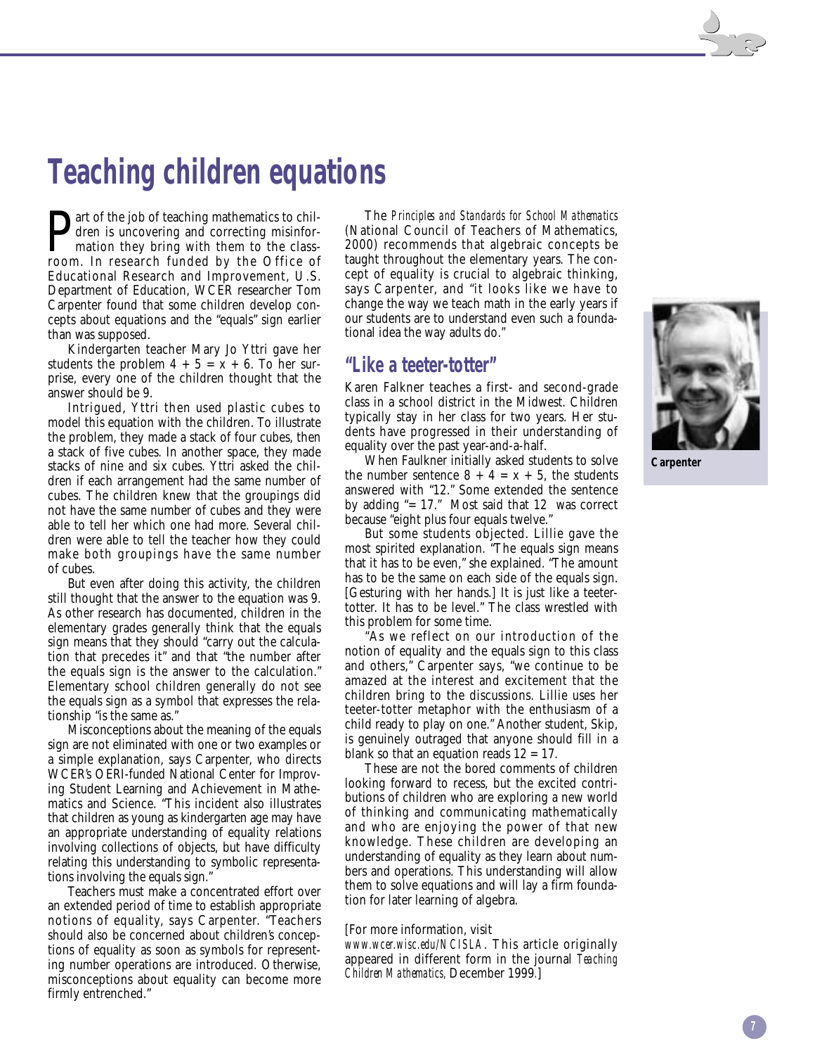# Teaching children equations

Part of the job of teaching mathematics to children is uncovering and correcting misinformation they bring with them to the classroom. In research funded by the Office of Educational Research and Improvement, U.S. Department of Education, WCER researcher Tom Carpenter found that some children develop concepts about equations and the "equals" sign earlier than was supposed.

Kindergarten teacher Mary Jo Yttri gave her students the problem $4 + 5 = x + 6$. To her surprise, every one of the children thought that the answer should be 9.

Intrigued, Yttri then used plastic cubes to model this equation with the children. To illustrate the problem, they made a stack of four cubes, then a stack of five cubes. In another space, they made stacks of nine and six cubes. Yttri asked the children if each arrangement had the same number of cubes. The children knew that the groupings did not have the same number of cubes and they were able to tell her which one had more. Several children were able to tell the teacher how they could make both groupings have the same number of cubes.

But even after doing this activity, the children still thought that the answer to the equation was 9. As other research has documented, children in the elementary grades generally think that the equals sign means that they should "carry out the calculation that precedes it" and that "the number after the equals sign is the answer to the calculation." Elementary school children generally do not see the equals sign as a symbol that expresses the relationship "is the same as."

Misconceptions about the meaning of the equals sign are not eliminated with one or two examples or a simple explanation, says Carpenter, who directs WCER's OERI-funded National Center for Improving Student Learning and Achievement in Mathematics and Science. "This incident also illustrates that children as young as kindergarten age may have an appropriate understanding of equality relations involving collections of objects, but have difficulty relating this understanding to symbolic representations involving the equals sign."

Teachers must make a concentrated effort over an extended period of time to establish appropriate notions of equality, says Carpenter. "Teachers should also be concerned about children's conceptions of equality as soon as symbols for representing number operations are introduced. Otherwise, misconceptions about equality can become more firmly entrenched."

The *Principles and Standards for School Mathematics* (National Council of Teachers of Mathematics, 2000) recommends that algebraic concepts be taught throughout the elementary years. The concept of equality is crucial to algebraic thinking, says Carpenter, and "it looks like we have to change the way we teach math in the early years if our students are to understand even such a foundational idea the way adults do."

Carpenter

## "Like a teeter-totter"

Karen Falkner teaches a first- and second-grade class in a school district in the Midwest. Children typically stay in her class for two years. Her students have progressed in their understanding of equality over the past year-and-a-half.

When Faulkner initially asked students to solve the number sentence $8 + 4 = x + 5$, the students answered with "12." Some extended the sentence by adding "= 17." Most said that 12 was correct because "eight plus four equals twelve."

But some students objected. Lillie gave the most spirited explanation. "The equals sign means that it has to be even," she explained. "The amount has to be the same on each side of the equals sign. [Gesturing with her hands.] It is just like a teeter-totter. It has to be level." The class wrestled with this problem for some time.

"As we reflect on our introduction of the notion of equality and the equals sign to this class and others," Carpenter says, "we continue to be amazed at the interest and excitement that the children bring to the discussions. Lillie uses her teeter-totter metaphor with the enthusiasm of a child ready to play on one." Another student, Skip, is genuinely outraged that anyone should fill in a blank so that an equation reads $12 = 17$.

These are not the bored comments of children looking forward to recess, but the excited contributions of children who are exploring a new world of thinking and communicating mathematically and who are enjoying the power of that new knowledge. These children are developing an understanding of equality as they learn about numbers and operations. This understanding will allow them to solve equations and will lay a firm foundation for later learning of algebra.

[For more information, visit *www.wcer.wisc.edu/NCISLA*. This article originally appeared in different form in the journal *Teaching Children Mathematics*, December 1999.]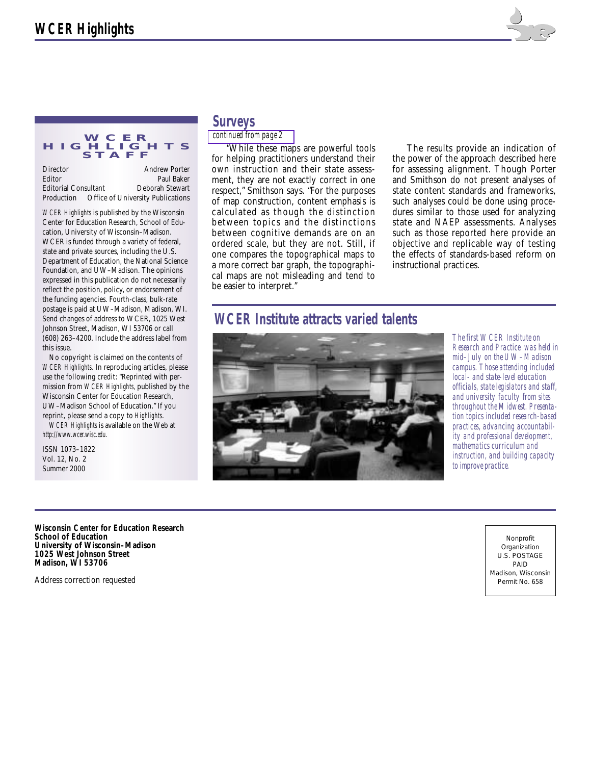## WCER HIGHLIGHTS STAFF

| | |
|---|---|
| Director | Andrew Porter |
| Editor | Paul Baker |
| Editorial Consultant | Deborah Stewart |
| Production | Office of University Publications |

*WCER Highlights* is published by the Wisconsin Center for Education Research, School of Education, University of Wisconsin–Madison. WCER is funded through a variety of federal, state and private sources, including the U.S. Department of Education, the National Science Foundation, and UW–Madison. The opinions expressed in this publication do not necessarily reflect the position, policy, or endorsement of the funding agencies. Fourth-class, bulk-rate postage is paid at UW–Madison, Madison, WI. Send changes of address to WCER, 1025 West Johnson Street, Madison, WI 53706 or call (608) 263–4200. Include the address label from this issue.

No copyright is claimed on the contents of *WCER Highlights*. In reproducing articles, please use the following credit: "Reprinted with permission from *WCER Highlights*, published by the Wisconsin Center for Education Research, UW–Madison School of Education." If you reprint, please send a copy to *Highlights*.

*WCER Highlights* is available on the Web at *http://www.wcer.wisc.edu.*

ISSN 1073–1822
Vol. 12, No. 2
Summer 2000

## Surveys

*continued from page 2*

"While these maps are powerful tools for helping practitioners understand their own instruction and their state assessment, they are not exactly correct in one respect," Smithson says. "For the purposes of map construction, content emphasis is calculated as though the distinction between topics and the distinctions between cognitive demands are on an ordered scale, but they are not. Still, if one compares the topographical maps to a more correct bar graph, the topographical maps are not misleading and tend to be easier to interpret."

The results provide an indication of the power of the approach described here for assessing alignment. Though Porter and Smithson do not present analyses of state content standards and frameworks, such analyses could be done using procedures similar to those used for analyzing state and NAEP assessments. Analyses such as those reported here provide an objective and replicable way of testing the effects of standards-based reform on instructional practices.

## WCER Institute attracts varied talents

*The first WCER Institute on Research and Practice was held in mid–July on the UW–Madison campus. Those attending included local- and state-level education officials, state legislators and staff, and university faculty from sites throughout the Midwest. Presentation topics included research-based practices, advancing accountability and professional development, mathematics curriculum and instruction, and building capacity to improve practice.*

**Wisconsin Center for Education Research**
**School of Education**
**University of Wisconsin–Madison**
**1025 West Johnson Street**
**Madison, WI 53706**

Address correction requested

Nonprofit Organization
U.S. POSTAGE
PAID
Madison, Wisconsin
Permit No. 658